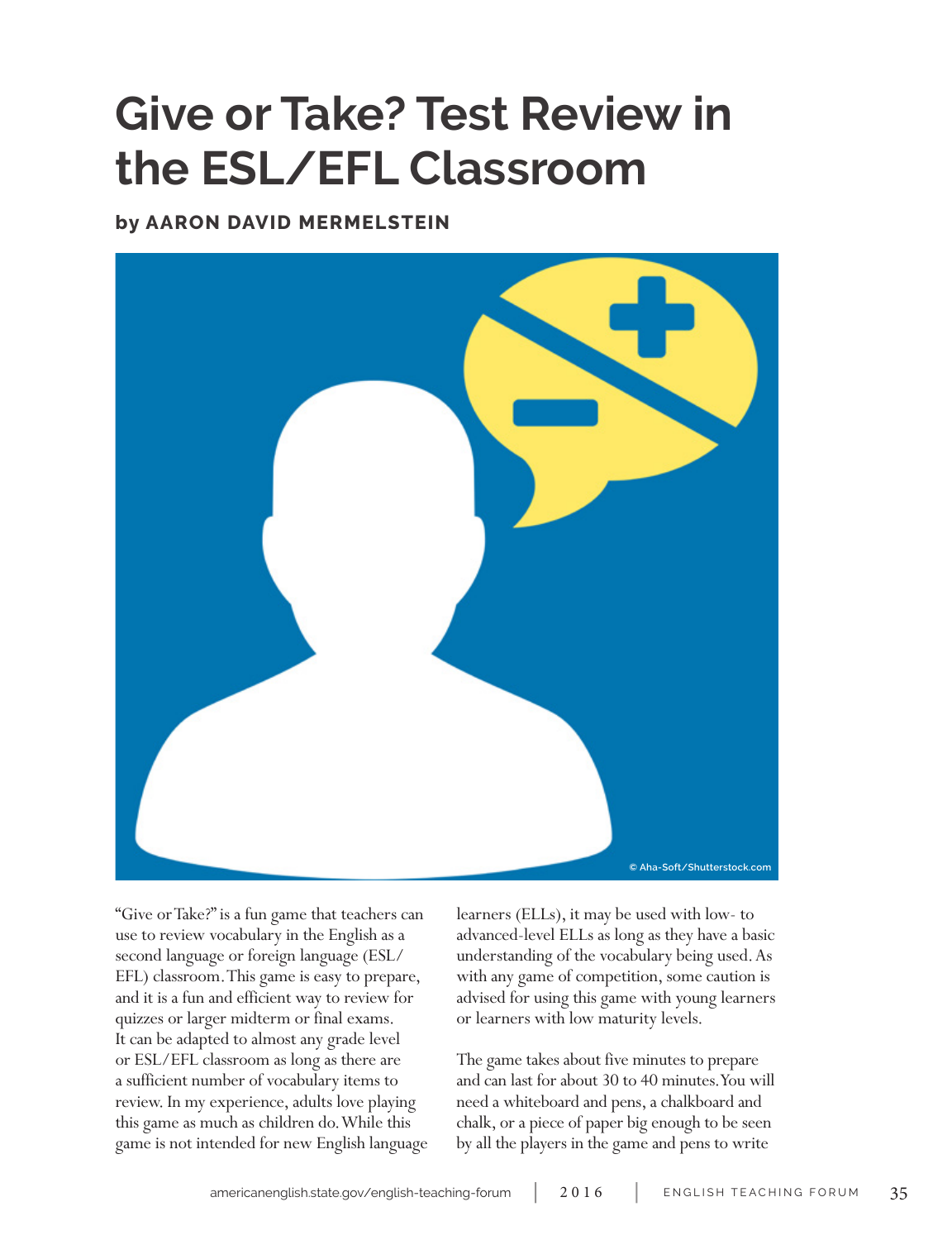# Give or Take? Test Review in the ESL/EFL Classroom

**by AARON DAVID MERMELSTEIN**

© Aha-Soft/Shutterstock.com

"Give or Take?" is a fun game that teachers can use to review vocabulary in the English as a second language or foreign language (ESL/EFL) classroom. This game is easy to prepare, and it is a fun and efficient way to review for quizzes or larger midterm or final exams. It can be adapted to almost any grade level or ESL/EFL classroom as long as there are a sufficient number of vocabulary items to review. In my experience, adults love playing this game as much as children do. While this game is not intended for new English language learners (ELLs), it may be used with low- to advanced-level ELLs as long as they have a basic understanding of the vocabulary being used. As with any game of competition, some caution is advised for using this game with young learners or learners with low maturity levels.

The game takes about five minutes to prepare and can last for about 30 to 40 minutes. You will need a whiteboard and pens, a chalkboard and chalk, or a piece of paper big enough to be seen by all the players in the game and pens to write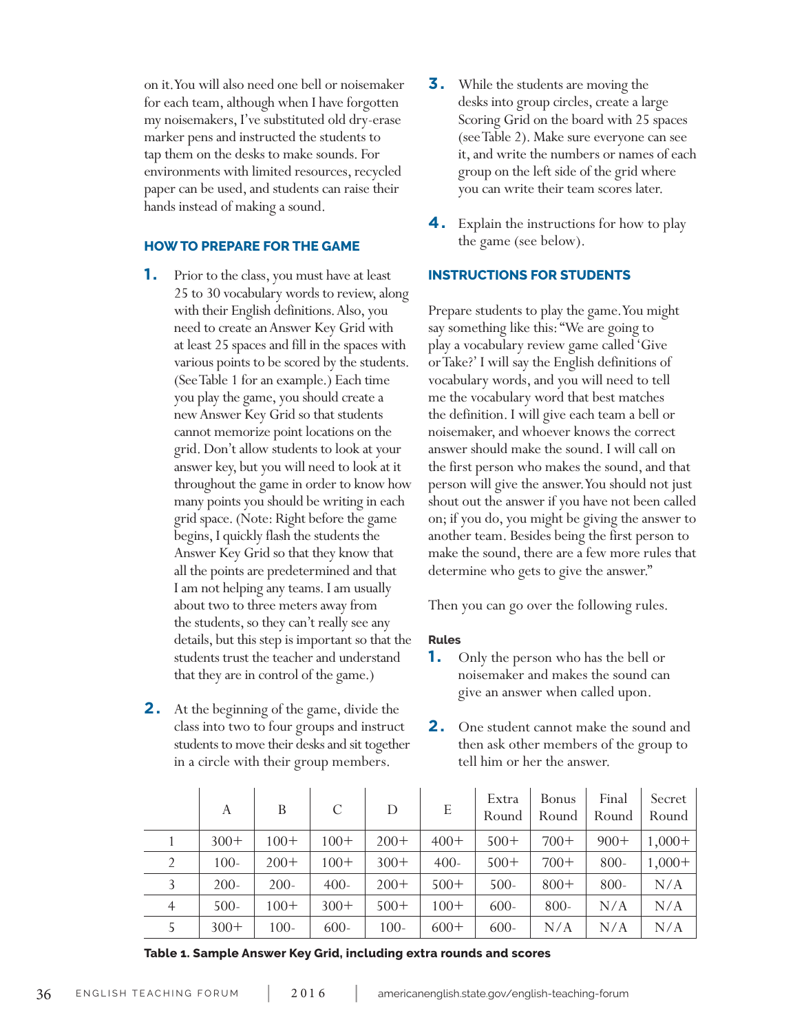on it. You will also need one bell or noisemaker for each team, although when I have forgotten my noisemakers, I've substituted old dry-erase marker pens and instructed the students to tap them on the desks to make sounds. For environments with limited resources, recycled paper can be used, and students can raise their hands instead of making a sound.

### HOW TO PREPARE FOR THE GAME

1. Prior to the class, you must have at least 25 to 30 vocabulary words to review, along with their English definitions. Also, you need to create an Answer Key Grid with at least 25 spaces and fill in the spaces with various points to be scored by the students. (See Table 1 for an example.) Each time you play the game, you should create a new Answer Key Grid so that students cannot memorize point locations on the grid. Don't allow students to look at your answer key, but you will need to look at it throughout the game in order to know how many points you should be writing in each grid space. (Note: Right before the game begins, I quickly flash the students the Answer Key Grid so that they know that all the points are predetermined and that I am not helping any teams. I am usually about two to three meters away from the students, so they can't really see any details, but this step is important so that the students trust the teacher and understand that they are in control of the game.)

2. At the beginning of the game, divide the class into two to four groups and instruct students to move their desks and sit together in a circle with their group members.

3. While the students are moving the desks into group circles, create a large Scoring Grid on the board with 25 spaces (see Table 2). Make sure everyone can see it, and write the numbers or names of each group on the left side of the grid where you can write their team scores later.

4. Explain the instructions for how to play the game (see below).

### INSTRUCTIONS FOR STUDENTS

Prepare students to play the game. You might say something like this: "We are going to play a vocabulary review game called 'Give or Take?' I will say the English definitions of vocabulary words, and you will need to tell me the vocabulary word that best matches the definition. I will give each team a bell or noisemaker, and whoever knows the correct answer should make the sound. I will call on the first person who makes the sound, and that person will give the answer. You should not just shout out the answer if you have not been called on; if you do, you might be giving the answer to another team. Besides being the first person to make the sound, there are a few more rules that determine who gets to give the answer."

Then you can go over the following rules.

#### Rules

1. Only the person who has the bell or noisemaker and makes the sound can give an answer when called upon.

2. One student cannot make the sound and then ask other members of the group to tell him or her the answer.

| | A | B | C | D | E | Extra Round | Bonus Round | Final Round | Secret Round |
|---|---|---|---|---|---|---|---|---|---|
| 1 | 300+ | 100+ | 100+ | 200+ | 400+ | 500+ | 700+ | 900+ | 1,000+ |
| 2 | 100- | 200+ | 100+ | 300+ | 400- | 500+ | 700+ | 800- | 1,000+ |
| 3 | 200- | 200- | 400- | 200+ | 500+ | 500- | 800+ | 800- | N/A |
| 4 | 500- | 100+ | 300+ | 500+ | 100+ | 600- | 800- | N/A | N/A |
| 5 | 300+ | 100- | 600- | 100- | 600+ | 600- | N/A | N/A | N/A |

**Table 1. Sample Answer Key Grid, including extra rounds and scores**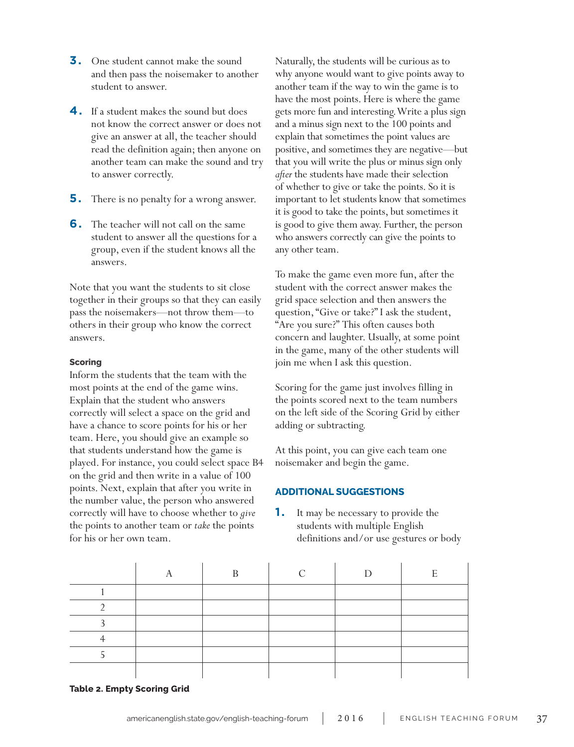3. One student cannot make the sound and then pass the noisemaker to another student to answer.

4. If a student makes the sound but does not know the correct answer or does not give an answer at all, the teacher should read the definition again; then anyone on another team can make the sound and try to answer correctly.

5. There is no penalty for a wrong answer.

6. The teacher will not call on the same student to answer all the questions for a group, even if the student knows all the answers.

Note that you want the students to sit close together in their groups so that they can easily pass the noisemakers—not throw them—to others in their group who know the correct answers.

#### Scoring

Inform the students that the team with the most points at the end of the game wins. Explain that the student who answers correctly will select a space on the grid and have a chance to score points for his or her team. Here, you should give an example so that students understand how the game is played. For instance, you could select space B4 on the grid and then write in a value of 100 points. Next, explain that after you write in the number value, the person who answered correctly will have to choose whether to *give* the points to another team or *take* the points for his or her own team.

Naturally, the students will be curious as to why anyone would want to give points away to another team if the way to win the game is to have the most points. Here is where the game gets more fun and interesting. Write a plus sign and a minus sign next to the 100 points and explain that sometimes the point values are positive, and sometimes they are negative—but that you will write the plus or minus sign only *after* the students have made their selection of whether to give or take the points. So it is important to let students know that sometimes it is good to take the points, but sometimes it is good to give them away. Further, the person who answers correctly can give the points to any other team.

To make the game even more fun, after the student with the correct answer makes the grid space selection and then answers the question, "Give or take?" I ask the student, "Are you sure?" This often causes both concern and laughter. Usually, at some point in the game, many of the other students will join me when I ask this question.

Scoring for the game just involves filling in the points scored next to the team numbers on the left side of the Scoring Grid by either adding or subtracting.

At this point, you can give each team one noisemaker and begin the game.

### ADDITIONAL SUGGESTIONS

1. It may be necessary to provide the students with multiple English definitions and/or use gestures or body

| | A | B | C | D | E |
|---|---|---|---|---|---|
| 1 | | | | | |
| 2 | | | | | |
| 3 | | | | | |
| 4 | | | | | |
| 5 | | | | | |
| | | | | | |

**Table 2. Empty Scoring Grid**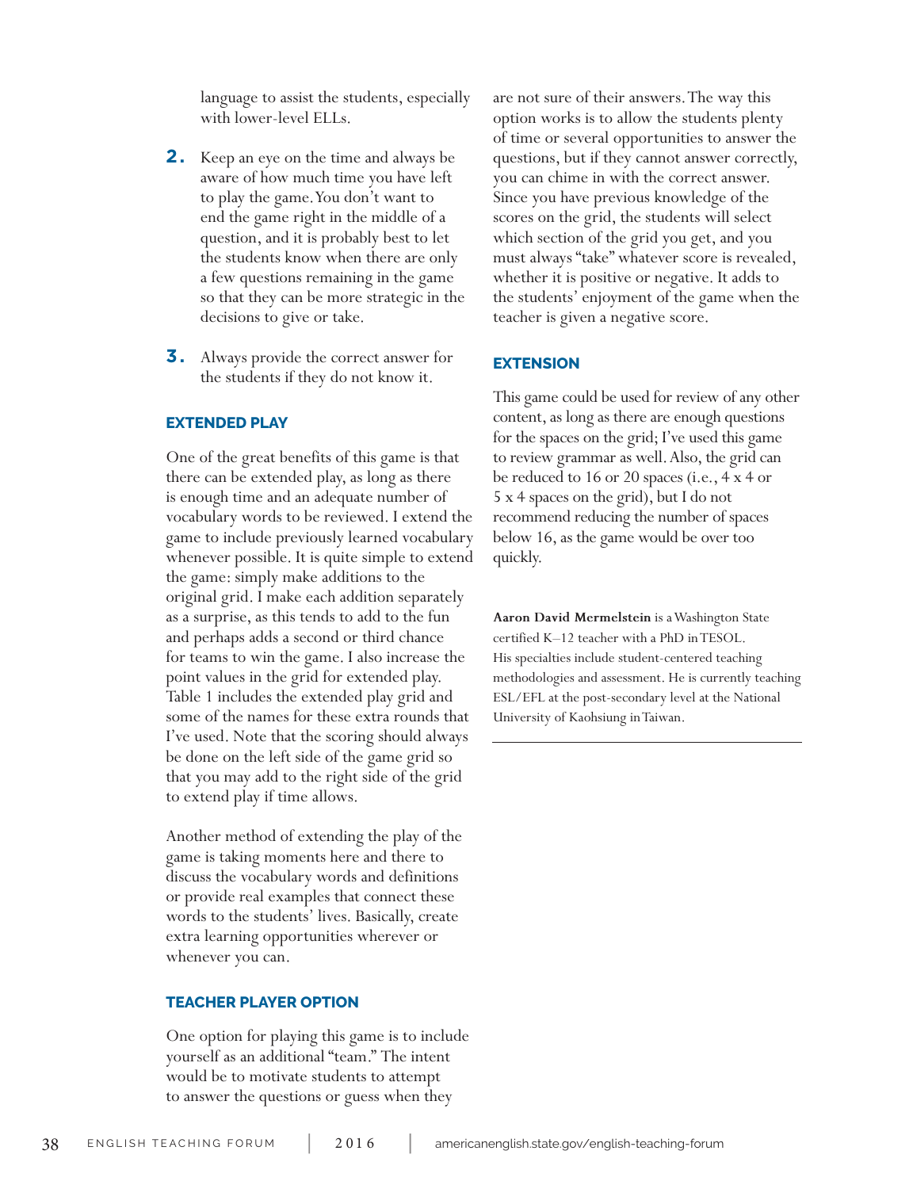language to assist the students, especially with lower-level ELLs.

2. Keep an eye on the time and always be aware of how much time you have left to play the game. You don't want to end the game right in the middle of a question, and it is probably best to let the students know when there are only a few questions remaining in the game so that they can be more strategic in the decisions to give or take.

3. Always provide the correct answer for the students if they do not know it.

### EXTENDED PLAY

One of the great benefits of this game is that there can be extended play, as long as there is enough time and an adequate number of vocabulary words to be reviewed. I extend the game to include previously learned vocabulary whenever possible. It is quite simple to extend the game: simply make additions to the original grid. I make each addition separately as a surprise, as this tends to add to the fun and perhaps adds a second or third chance for teams to win the game. I also increase the point values in the grid for extended play. Table 1 includes the extended play grid and some of the names for these extra rounds that I've used. Note that the scoring should always be done on the left side of the game grid so that you may add to the right side of the grid to extend play if time allows.

Another method of extending the play of the game is taking moments here and there to discuss the vocabulary words and definitions or provide real examples that connect these words to the students' lives. Basically, create extra learning opportunities wherever or whenever you can.

### TEACHER PLAYER OPTION

One option for playing this game is to include yourself as an additional "team." The intent would be to motivate students to attempt to answer the questions or guess when they are not sure of their answers. The way this option works is to allow the students plenty of time or several opportunities to answer the questions, but if they cannot answer correctly, you can chime in with the correct answer. Since you have previous knowledge of the scores on the grid, the students will select which section of the grid you get, and you must always "take" whatever score is revealed, whether it is positive or negative. It adds to the students' enjoyment of the game when the teacher is given a negative score.

### EXTENSION

This game could be used for review of any other content, as long as there are enough questions for the spaces on the grid; I've used this game to review grammar as well. Also, the grid can be reduced to 16 or 20 spaces (i.e., 4 x 4 or 5 x 4 spaces on the grid), but I do not recommend reducing the number of spaces below 16, as the game would be over too quickly.

**Aaron David Mermelstein** is a Washington State certified K–12 teacher with a PhD in TESOL. His specialties include student-centered teaching methodologies and assessment. He is currently teaching ESL/EFL at the post-secondary level at the National University of Kaohsiung in Taiwan.